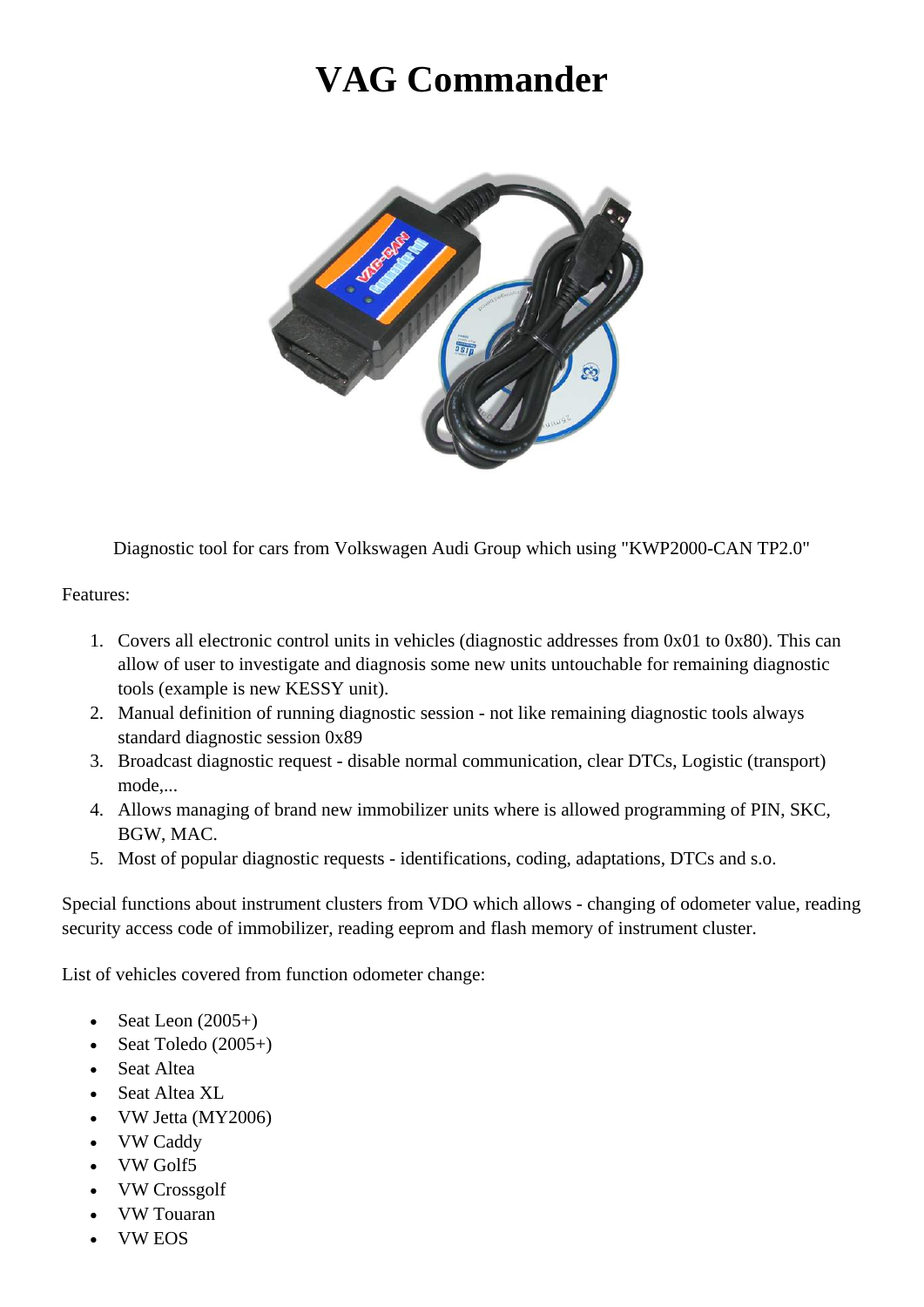# VAG Commander

Diagnostic tool for cars from Volkswagen Audi Group which using "KWP2000-CAN TP2.0"

Features:

1. Covers all electronic control units in vehicles (diagnostic addresses from 0x01 to 0x80). This can allow of user to investigate and diagnosis some new units untouchable for remaining diagnostic tools (example is new KESSY unit).
2. Manual definition of running diagnostic session - not like remaining diagnostic tools always standard diagnostic session 0x89
3. Broadcast diagnostic request - disable normal communication, clear DTCs, Logistic (transport) mode,...
4. Allows managing of brand new immobilizer units where is allowed programming of PIN, SKC, BGW, MAC.
5. Most of popular diagnostic requests - identifications, coding, adaptations, DTCs and s.o.

Special functions about instrument clusters from VDO which allows - changing of odometer value, reading security access code of immobilizer, reading eeprom and flash memory of instrument cluster.

List of vehicles covered from function odometer change:

- Seat Leon (2005+)
- Seat Toledo (2005+)
- Seat Altea
- Seat Altea XL
- VW Jetta (MY2006)
- VW Caddy
- VW Golf5
- VW Crossgolf
- VW Touaran
- VW EOS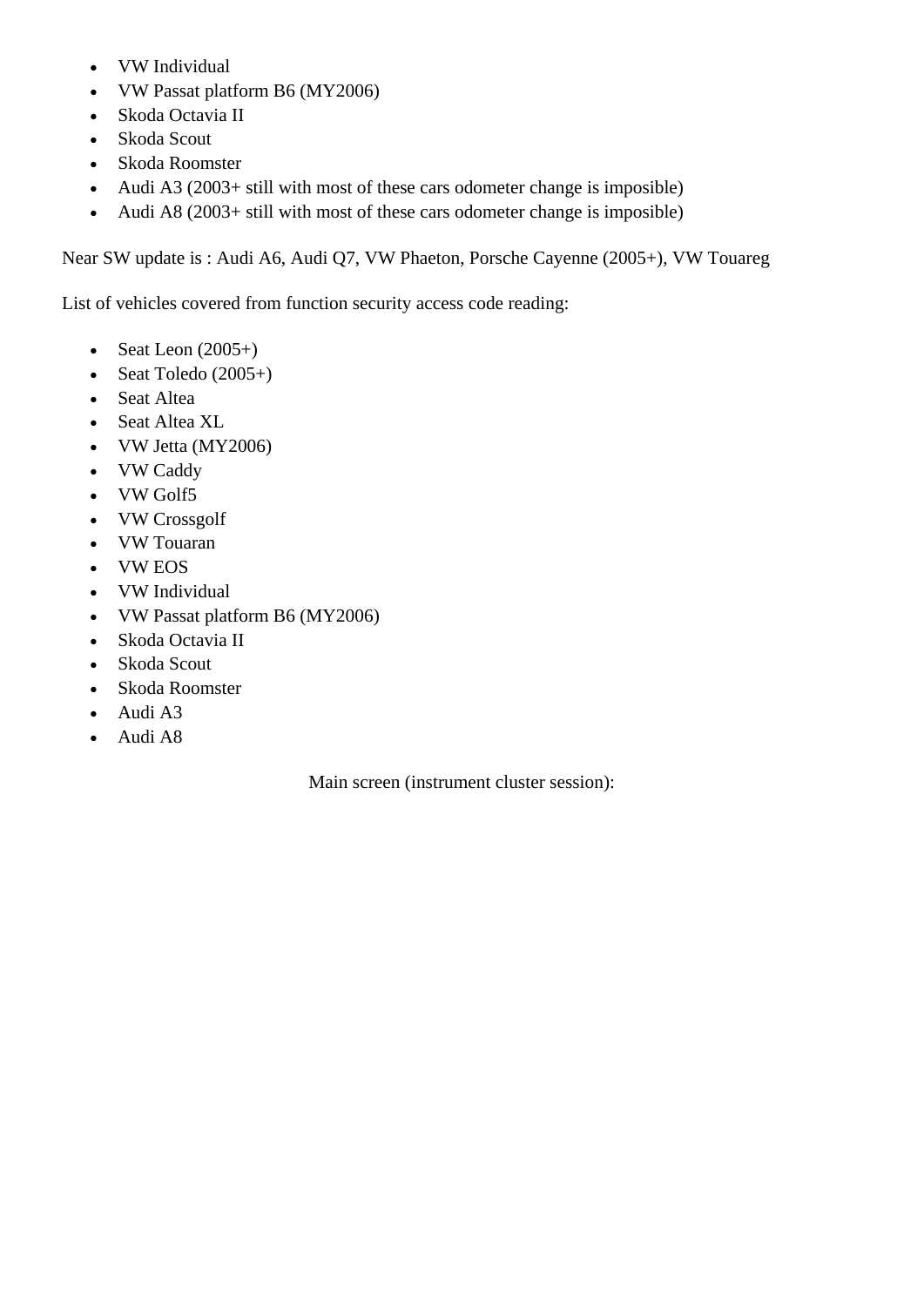- VW Individual
- VW Passat platform B6 (MY2006)
- Skoda Octavia II
- Skoda Scout
- Skoda Roomster
- Audi A3 (2003+ still with most of these cars odometer change is imposible)
- Audi A8 (2003+ still with most of these cars odometer change is imposible)

Near SW update is : Audi A6, Audi Q7, VW Phaeton, Porsche Cayenne (2005+), VW Touareg

List of vehicles covered from function security access code reading:

- Seat Leon (2005+)
- Seat Toledo (2005+)
- Seat Altea
- Seat Altea XL
- VW Jetta (MY2006)
- VW Caddy
- VW Golf5
- VW Crossgolf
- VW Touaran
- VW EOS
- VW Individual
- VW Passat platform B6 (MY2006)
- Skoda Octavia II
- Skoda Scout
- Skoda Roomster
- Audi A3
- Audi A8

Main screen (instrument cluster session):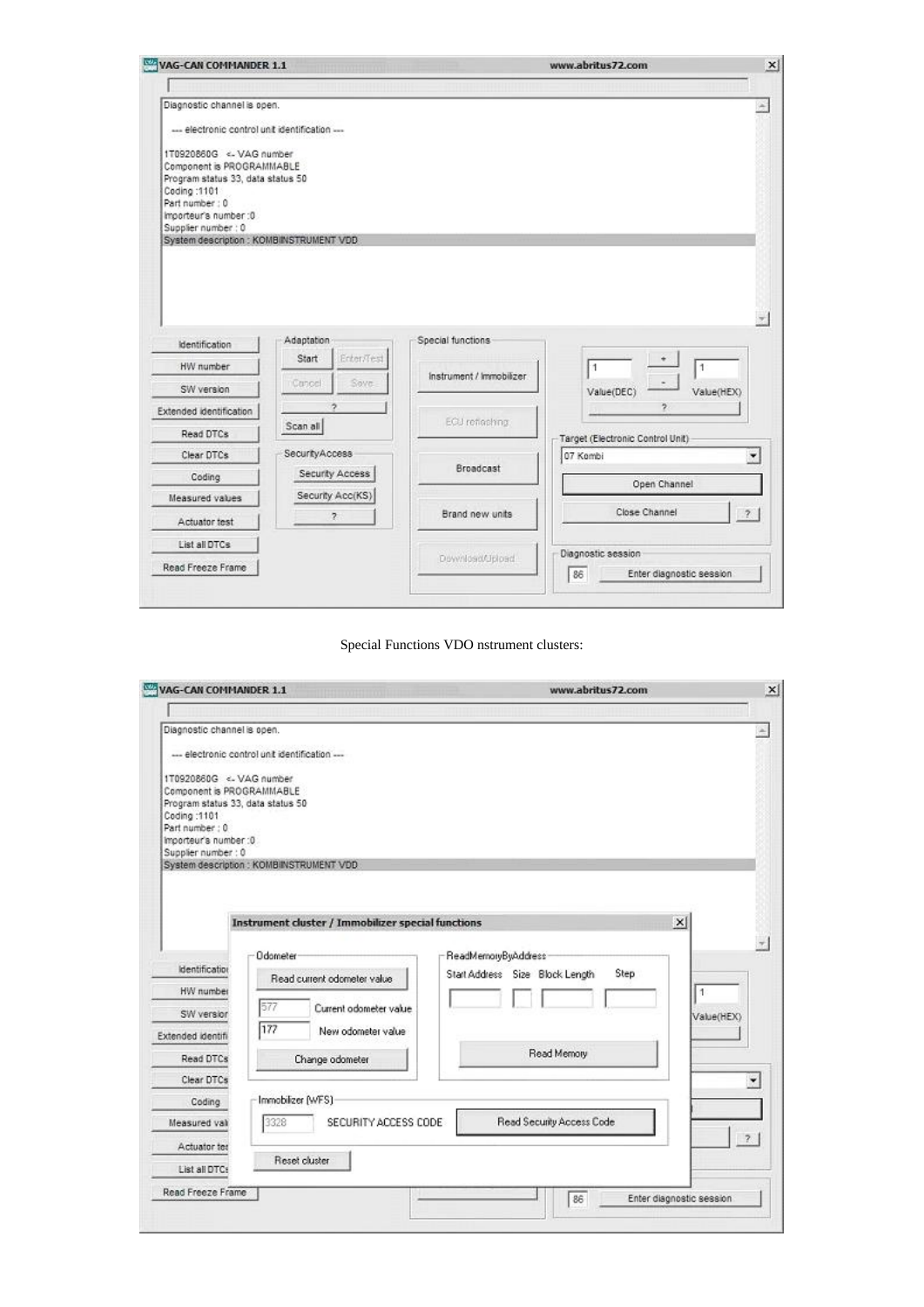**VAG-CAN COMMANDER 1.1** — www.abritus72.com

```
Diagnostic channel is open.

 --- electronic control unit identification ---

1T0920860G  <- VAG number
Component is PROGRAMMABLE
Program status 33, data status 50
Coding :1101
Part number : 0
Importeur's number :0
Supplier number : 0
System description : KOMBINSTRUMENT VDD
```

- Identification
- HW number
- SW version
- Extended identification
- Read DTCs
- Clear DTCs
- Coding
- Measured values
- Actuator test
- List all DTCs
- Read Freeze Frame

**Adaptation**: Start | Enter/Test | Cancel | Save | ? | Scan all

**SecurityAccess**: Security Access | Security Acc(KS) | ?

**Special functions**: Instrument / Immobilizer | ECU reflashing | Broadcast | Brand new units | Download/Upload

Value(DEC): 1 | + | - | Value(HEX): 1 | ?

**Target (Electronic Control Unit)**: 07 Kombi | Open Channel | Close Channel | ?

**Diagnostic session**: 86 | Enter diagnostic session

Special Functions VDO nstrument clusters:

**VAG-CAN COMMANDER 1.1** — www.abritus72.com

```
Diagnostic channel is open.

 --- electronic control unit identification ---

1T0920860G  <- VAG number
Component is PROGRAMMABLE
Program status 33, data status 50
Coding :1101
Part number : 0
Importeur's number :0
Supplier number : 0
System description : KOMBINSTRUMENT VDD
```

**Instrument cluster / Immobilizer special functions**

**Odometer**
- Read current odometer value
- 577 — Current odometer value
- 177 — New odometer value
- Change odometer

**ReadMemoryByAddress**
- Start Address | Size | Block Length | Step
- Read Memory

**Immobilizer (WFS)**
- 3328 — SECURITY ACCESS CODE
- Read Security Access Code

Reset cluster

86 | Enter diagnostic session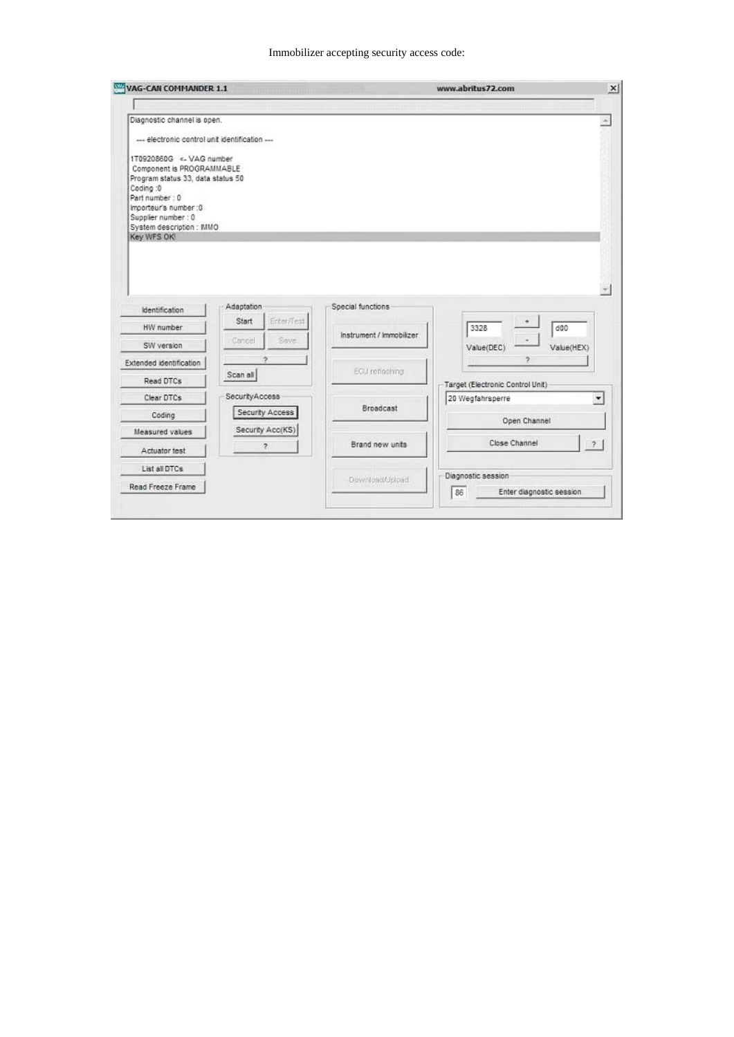Immobilizer accepting security access code:

```
Diagnostic channel is open.

 --- electronic control unit identification ---

1T0920860G  <- VAG number
 Component is PROGRAMMABLE
Program status 33, data status 50
Coding :0
Part number : 0
Importeur's number :0
Supplier number : 0
System description : IMMO
Key WFS OK!
```